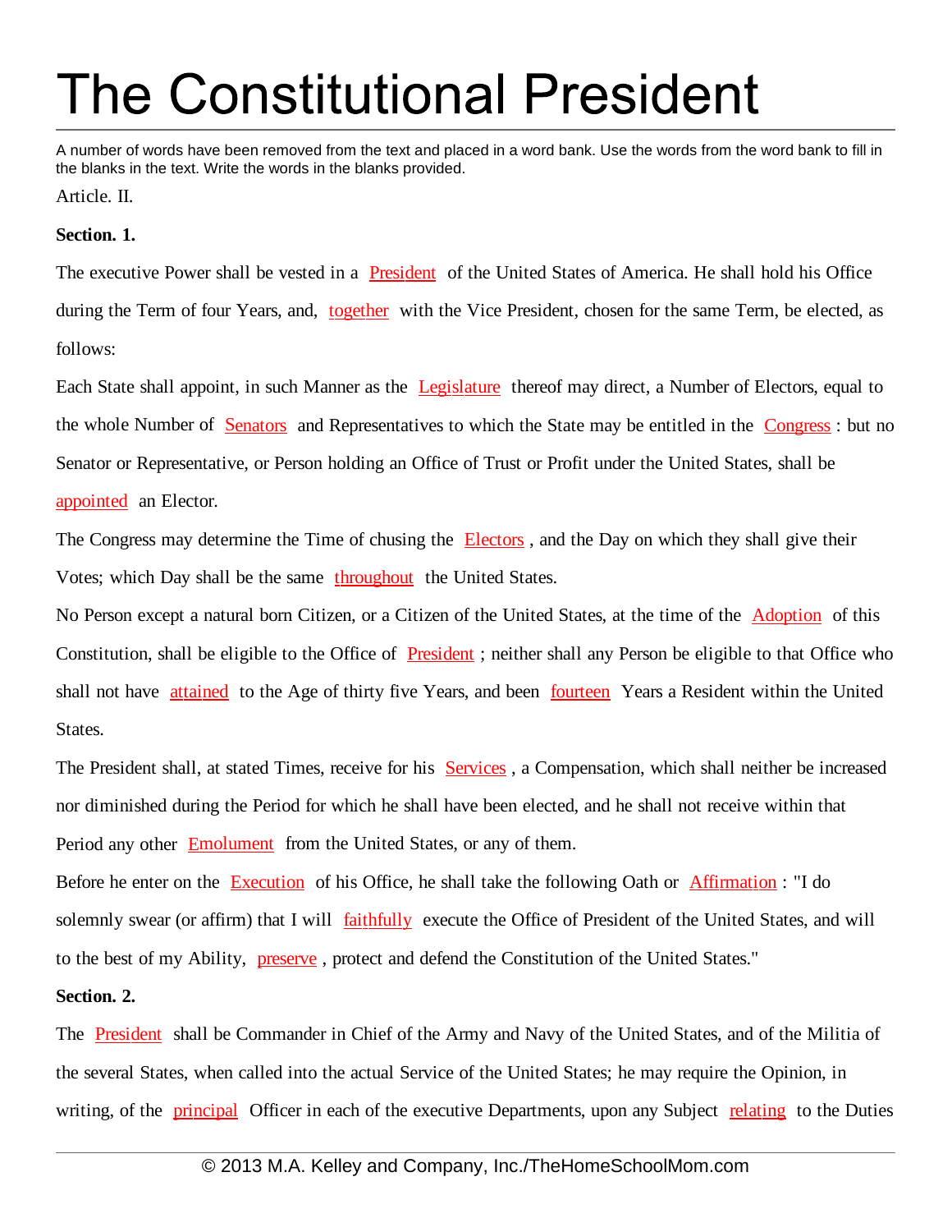# The Constitutional President

A number of words have been removed from the text and placed in a word bank. Use the words from the word bank to fill in the blanks in the text. Write the words in the blanks provided.

Article. II.

**Section. 1.**

The executive Power shall be vested in a President of the United States of America. He shall hold his Office during the Term of four Years, and, together with the Vice President, chosen for the same Term, be elected, as follows:

Each State shall appoint, in such Manner as the Legislature thereof may direct, a Number of Electors, equal to the whole Number of Senators and Representatives to which the State may be entitled in the Congress : but no Senator or Representative, or Person holding an Office of Trust or Profit under the United States, shall be appointed an Elector.

The Congress may determine the Time of chusing the Electors , and the Day on which they shall give their Votes; which Day shall be the same throughout the United States.

No Person except a natural born Citizen, or a Citizen of the United States, at the time of the Adoption of this Constitution, shall be eligible to the Office of President ; neither shall any Person be eligible to that Office who shall not have attained to the Age of thirty five Years, and been fourteen Years a Resident within the United States.

The President shall, at stated Times, receive for his Services , a Compensation, which shall neither be increased nor diminished during the Period for which he shall have been elected, and he shall not receive within that Period any other Emolument from the United States, or any of them.

Before he enter on the Execution of his Office, he shall take the following Oath or Affirmation : "I do solemnly swear (or affirm) that I will faithfully execute the Office of President of the United States, and will to the best of my Ability, preserve , protect and defend the Constitution of the United States."

**Section. 2.**

The President shall be Commander in Chief of the Army and Navy of the United States, and of the Militia of the several States, when called into the actual Service of the United States; he may require the Opinion, in writing, of the principal Officer in each of the executive Departments, upon any Subject relating to the Duties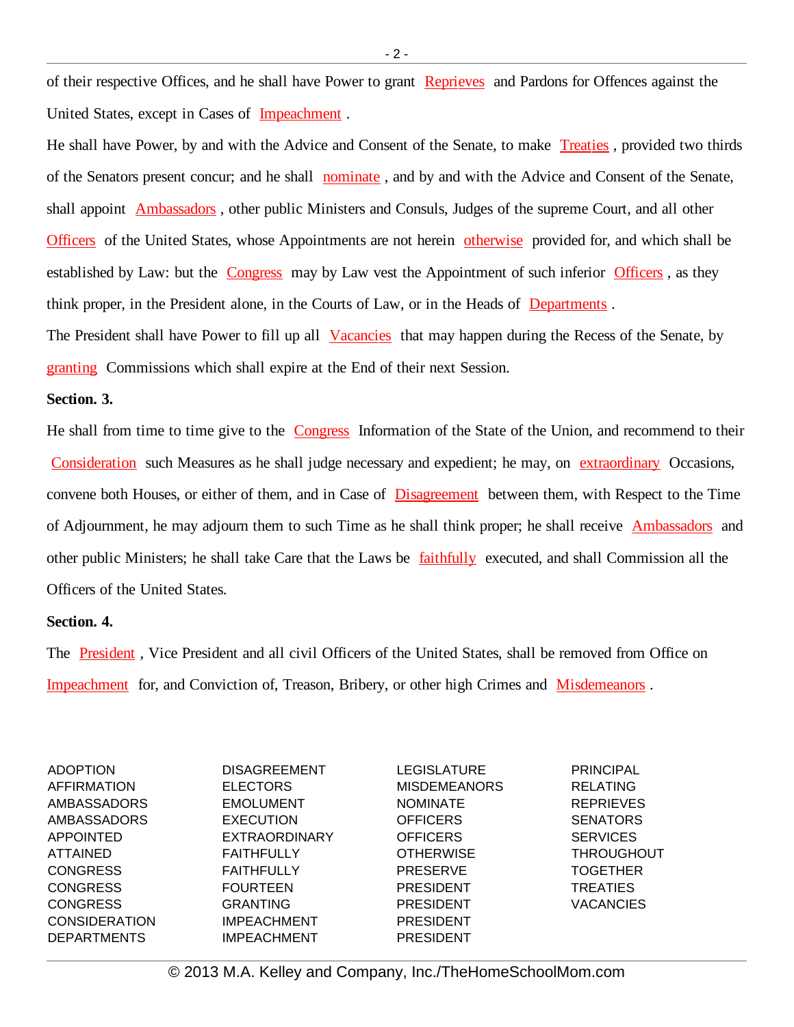of their respective Offices, and he shall have Power to grant Reprieves and Pardons for Offences against the United States, except in Cases of Impeachment .

He shall have Power, by and with the Advice and Consent of the Senate, to make Treaties , provided two thirds of the Senators present concur; and he shall nominate , and by and with the Advice and Consent of the Senate, shall appoint Ambassadors , other public Ministers and Consuls, Judges of the supreme Court, and all other Officers of the United States, whose Appointments are not herein otherwise provided for, and which shall be established by Law: but the Congress may by Law vest the Appointment of such inferior Officers , as they think proper, in the President alone, in the Courts of Law, or in the Heads of Departments .

The President shall have Power to fill up all Vacancies that may happen during the Recess of the Senate, by granting Commissions which shall expire at the End of their next Session.

**Section. 3.**

He shall from time to time give to the Congress Information of the State of the Union, and recommend to their Consideration such Measures as he shall judge necessary and expedient; he may, on extraordinary Occasions, convene both Houses, or either of them, and in Case of Disagreement between them, with Respect to the Time of Adjournment, he may adjourn them to such Time as he shall think proper; he shall receive Ambassadors and other public Ministers; he shall take Care that the Laws be faithfully executed, and shall Commission all the Officers of the United States.

**Section. 4.**

The President , Vice President and all civil Officers of the United States, shall be removed from Office on Impeachment for, and Conviction of, Treason, Bribery, or other high Crimes and Misdemeanors .

ADOPTION
AFFIRMATION
AMBASSADORS
AMBASSADORS
APPOINTED
ATTAINED
CONGRESS
CONGRESS
CONGRESS
CONSIDERATION
DEPARTMENTS
DISAGREEMENT
ELECTORS
EMOLUMENT
EXECUTION
EXTRAORDINARY
FAITHFULLY
FAITHFULLY
FOURTEEN
GRANTING
IMPEACHMENT
IMPEACHMENT
LEGISLATURE
MISDEMEANORS
NOMINATE
OFFICERS
OFFICERS
OTHERWISE
PRESERVE
PRESIDENT
PRESIDENT
PRESIDENT
PRESIDENT
PRINCIPAL
RELATING
REPRIEVES
SENATORS
SERVICES
THROUGHOUT
TOGETHER
TREATIES
VACANCIES

© 2013 M.A. Kelley and Company, Inc./TheHomeSchoolMom.com